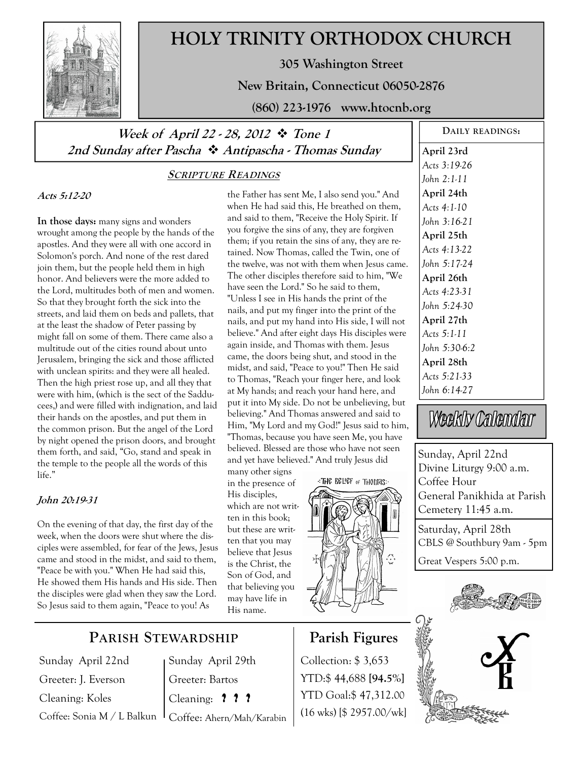# HOLY TRINITY ORTHODOX CHURCH

**305 Washington Street**

**New Britain, Connecticut 06050-2876**

**(860) 223-1976 www.htocnb.org**

## *Week of April 22 - 28, 2012 ❖ Tone 1*
## *2nd Sunday after Pascha ❖ Antipascha - Thomas Sunday*

### SCRIPTURE READINGS

***Acts 5:12-20***

**In those days:** many signs and wonders wrought among the people by the hands of the apostles. And they were all with one accord in Solomon's porch. And none of the rest dared join them, but the people held them in high honor. And believers were the more added to the Lord, multitudes both of men and women. So that they brought forth the sick into the streets, and laid them on beds and pallets, that at the least the shadow of Peter passing by might fall on some of them. There came also a multitude out of the cities round about unto Jerusalem, bringing the sick and those afflicted with unclean spirits: and they were all healed. Then the high priest rose up, and all they that were with him, (which is the sect of the Sadducees,) and were filled with indignation, and laid their hands on the apostles, and put them in the common prison. But the angel of the Lord by night opened the prison doors, and brought them forth, and said, "Go, stand and speak in the temple to the people all the words of this life."

***John 20:19-31***

On the evening of that day, the first day of the week, when the doors were shut where the disciples were assembled, for fear of the Jews, Jesus came and stood in the midst, and said to them, "Peace be with you." When He had said this, He showed them His hands and His side. Then the disciples were glad when they saw the Lord. So Jesus said to them again, "Peace to you! As the Father has sent Me, I also send you." And when He had said this, He breathed on them, and said to them, "Receive the Holy Spirit. If you forgive the sins of any, they are forgiven them; if you retain the sins of any, they are retained. Now Thomas, called the Twin, one of the twelve, was not with them when Jesus came. The other disciples therefore said to him, "We have seen the Lord." So he said to them, "Unless I see in His hands the print of the nails, and put my finger into the print of the nails, and put my hand into His side, I will not believe." And after eight days His disciples were again inside, and Thomas with them. Jesus came, the doors being shut, and stood in the midst, and said, "Peace to you!" Then He said to Thomas, "Reach your finger here, and look at My hands; and reach your hand here, and put it into My side. Do not be unbelieving, but believing." And Thomas answered and said to Him, "My Lord and my God!" Jesus said to him, "Thomas, because you have seen Me, you have believed. Blessed are those who have not seen and yet have believed." And truly Jesus did many other signs in the presence of His disciples, which are not written in this book; but these are written that you may believe that Jesus is the Christ, the Son of God, and that believing you may have life in His name.

THE BELIEF OF THOMAS

### DAILY READINGS:

**April 23rd**
*Acts 3:19-26*
*John 2:1-11*

**April 24th**
*Acts 4:1-10*
*John 3:16-21*

**April 25th**
*Acts 4:13-22*
*John 5:17-24*

**April 26th**
*Acts 4:23-31*
*John 5:24-30*

**April 27th**
*Acts 5:1-11*
*John 5:30-6:2*

**April 28th**
*Acts 5:21-33*
*John 6:14-27*

### Weekly Calendar

Sunday, April 22nd
Divine Liturgy 9:00 a.m.
Coffee Hour
General Panikhida at Parish Cemetery 11:45 a.m.

Saturday, April 28th
CBLS @ Southbury 9am - 5pm
Great Vespers 5:00 p.m.

## PARISH STEWARDSHIP

| Sunday April 22nd | Sunday April 29th |
|---|---|
| Greeter: J. Everson | Greeter: Bartos |
| Cleaning: Koles | Cleaning: ? ? ? |
| Coffee: Sonia M / L Balkun | Coffee: Ahern/Mah/Karabin |

## Parish Figures

Collection: $ 3,653
YTD:$ 44,688 **[94.5%]**
YTD Goal:$ 47,312.00
(16 wks) [$ 2957.00/wk]

ХВ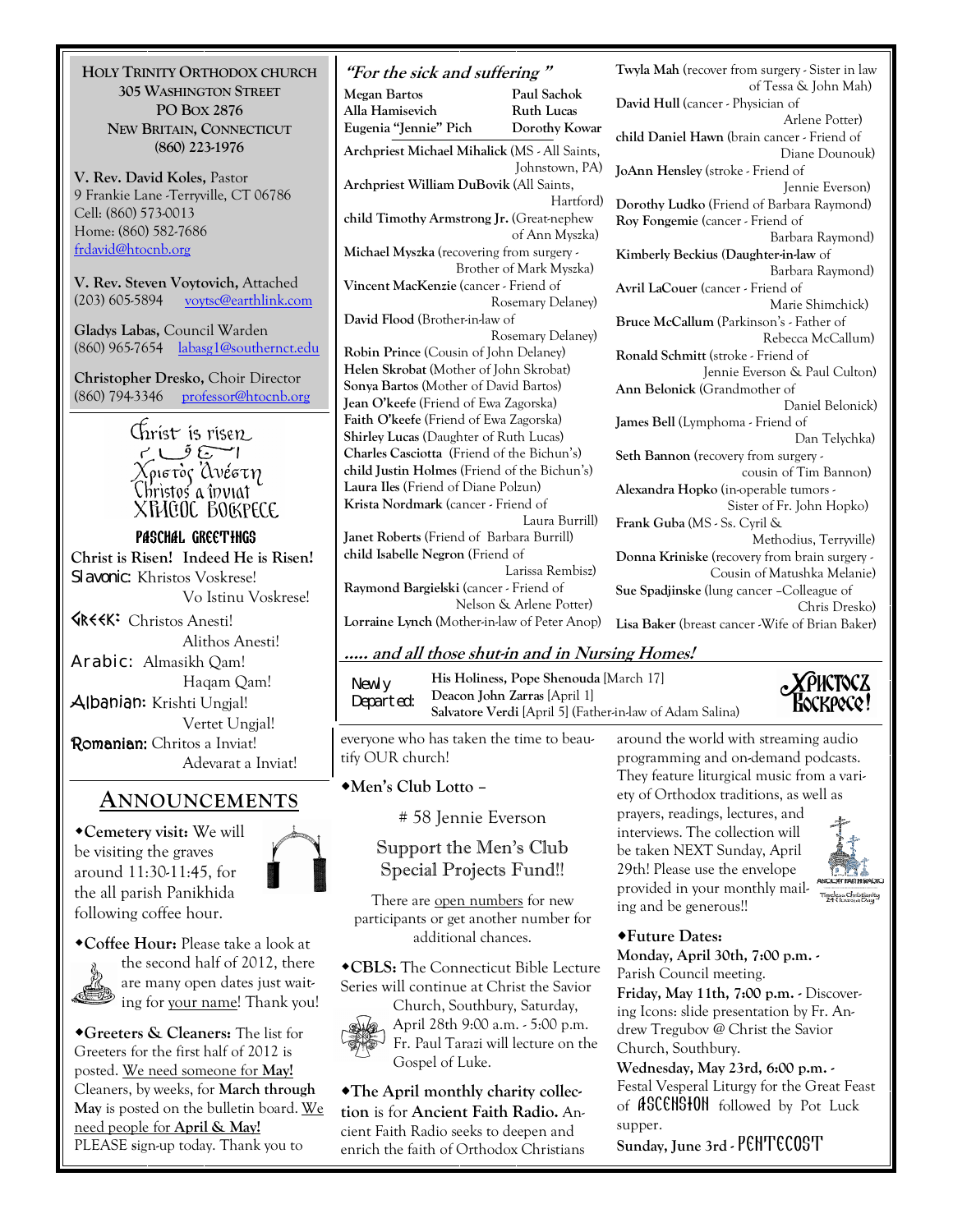**HOLY TRINITY ORTHODOX CHURCH**
**305 WASHINGTON STREET**
**PO BOX 2876**
**NEW BRITAIN, CONNECTICUT**
**(860) 223-1976**

**V. Rev. David Koles,** Pastor
9 Frankie Lane -Terryville, CT 06786
Cell: (860) 573-0013
Home: (860) 582-7686
frdavid@htocnb.org

**V. Rev. Steven Voytovich,** Attached
(203) 605-5894 voytsc@earthlink.com

**Gladys Labas,** Council Warden
(860) 965-7654 labasg1@southernct.edu

**Christopher Dresko,** Choir Director
(860) 794-3346 professor@htocnb.org

Christ is risen
Χριστὸς ἀνέστη
Christos a inviat
ХРИСТОС ВОСКРЕСЕ

**PASCHAL GREETINGS**

**Christ is Risen! Indeed He is Risen!**
Slavonic: Khristos Voskrese! Vo Istinu Voskrese!
Greek: Christos Anesti! Alithos Anesti!
Arabic: Almasikh Qam! Haqam Qam!
Albanian: Krishti Ungjal! Vertet Ungjal!
Romanian: Christos a Inviat! Adevarat a Inviat!

## ANNOUNCEMENTS

◆**Cemetery visit:** We will be visiting the graves around 11:30-11:45, for the all parish Panikhida following coffee hour.

◆**Coffee Hour:** Please take a look at the second half of 2012, there are many open dates just waiting for your name! Thank you!

◆**Greeters & Cleaners:** The list for Greeters for the first half of 2012 is posted. We need someone for **May!** Cleaners, by weeks, for **March through May** is posted on the bulletin board. We need people for **April & May!** PLEASE sign-up today. Thank you to everyone who has taken the time to beautify OUR church!

◆**Men's Club Lotto –**

# 58 Jennie Everson

Support the Men's Club Special Projects Fund!!

There are open numbers for new participants or get another number for additional chances.

◆**CBLS:** The Connecticut Bible Lecture Series will continue at Christ the Savior Church, Southbury, Saturday, April 28th 9:00 a.m. - 5:00 p.m. Fr. Paul Tarazi will lecture on the Gospel of Luke.

◆**The April monthly charity collection** is for **Ancient Faith Radio.** Ancient Faith Radio seeks to deepen and enrich the faith of Orthodox Christians around the world with streaming audio programming and on-demand podcasts. They feature liturgical music from a variety of Orthodox traditions, as well as prayers, readings, lectures, and interviews. The collection will be taken NEXT Sunday, April 29th! Please use the envelope provided in your monthly mailing and be generous!!

◆**Future Dates:**

**Monday, April 30th, 7:00 p.m. -** Parish Council meeting.

**Friday, May 11th, 7:00 p.m. -** Discovering Icons: slide presentation by Fr. Andrew Tregubov @ Christ the Savior Church, Southbury.

**Wednesday, May 23rd, 6:00 p.m. -** Festal Vesperal Liturgy for the Great Feast of ASCENSION followed by Pot Luck supper.

**Sunday, June 3rd -** PENTECOST

## *"For the sick and suffering"*

**Megan Bartos**
**Paul Sachok**
**Alla Hamisevich**
**Ruth Lucas**
**Eugenia "Jennie" Pich**
**Dorothy Kowar**
**Archpriest Michael Mihalick** (MS - All Saints, Johnstown, PA)
**Archpriest William DuBovik** (All Saints, Hartford)
**child Timothy Armstrong Jr.** (Great-nephew of Ann Myszka)
**Michael Myszka** (recovering from surgery - Brother of Mark Myszka)
**Vincent MacKenzie** (cancer - Friend of Rosemary Delaney)
**David Flood** (Brother-in-law of Rosemary Delaney)
**Robin Prince** (Cousin of John Delaney)
**Helen Skrobat** (Mother of John Skrobat)
**Sonya Bartos** (Mother of David Bartos)
**Jean O'keefe** (Friend of Ewa Zagorska)
**Faith O'keefe** (Friend of Ewa Zagorska)
**Shirley Lucas** (Daughter of Ruth Lucas)
**Charles Casciotta** (Friend of the Bichun's)
**child Justin Holmes** (Friend of the Bichun's)
**Laura Iles** (Friend of Diane Polzun)
**Krista Nordmark** (cancer - Friend of Laura Burrill)
**Janet Roberts** (Friend of Barbara Burrill)
**child Isabelle Negron** (Friend of Larissa Rembisz)
**Raymond Bargielski** (cancer - Friend of Nelson & Arlene Potter)
**Lorraine Lynch** (Mother-in-law of Peter Anop)
**Twyla Mah** (recover from surgery - Sister in law of Tessa & John Mah)
**David Hull** (cancer - Physician of Arlene Potter)
**child Daniel Hawn** (brain cancer - Friend of Diane Dounouk)
**JoAnn Hensley** (stroke - Friend of Jennie Everson)
**Dorothy Ludko** (Friend of Barbara Raymond)
**Roy Fongemie** (cancer - Friend of Barbara Raymond)
**Kimberly Beckius** (Daughter-in-law of Barbara Raymond)
**Avril LaCouer** (cancer - Friend of Marie Shimchick)
**Bruce McCallum** (Parkinson's - Father of Rebecca McCallum)
**Ronald Schmitt** (stroke - Friend of Jennie Everson & Paul Culton)
**Ann Belonick** (Grandmother of Daniel Belonick)
**James Bell** (Lymphoma - Friend of Dan Telychka)
**Seth Bannon** (recovery from surgery - cousin of Tim Bannon)
**Alexandra Hopko** (in-operable tumors - Sister of Fr. John Hopko)
**Frank Guba** (MS - Ss. Cyril & Methodius, Terryville)
**Donna Kriniske** (recovery from brain surgery - Cousin of Matushka Melanie)
**Sue Spadjinske** (lung cancer –Colleague of Chris Dresko)
**Lisa Baker** (breast cancer -Wife of Brian Baker)

***..... and all those shut-in and in Nursing Homes!***

Newly Departed:
**His Holiness, Pope Shenouda** [March 17]
**Deacon John Zarras** [April 1]
**Salvatore Verdi** [April 5] (Father-in-law of Adam Salina)

ХРИСТОС ВОСКРЕСЕ!